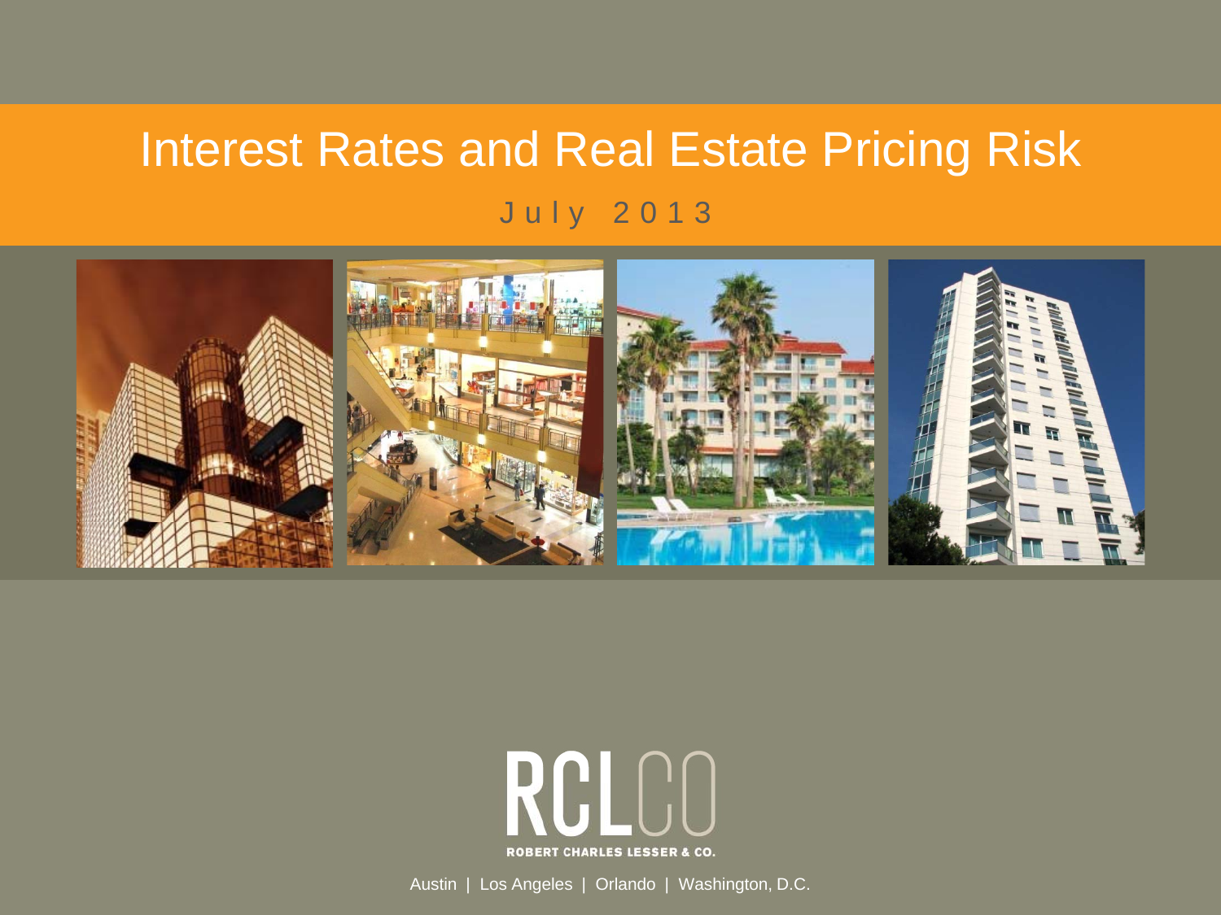# Interest Rates and Real Estate Pricing Risk

July 2013

RCLCO

ROBERT CHARLES LESSER & CO.

Austin | Los Angeles | Orlando | Washington, D.C.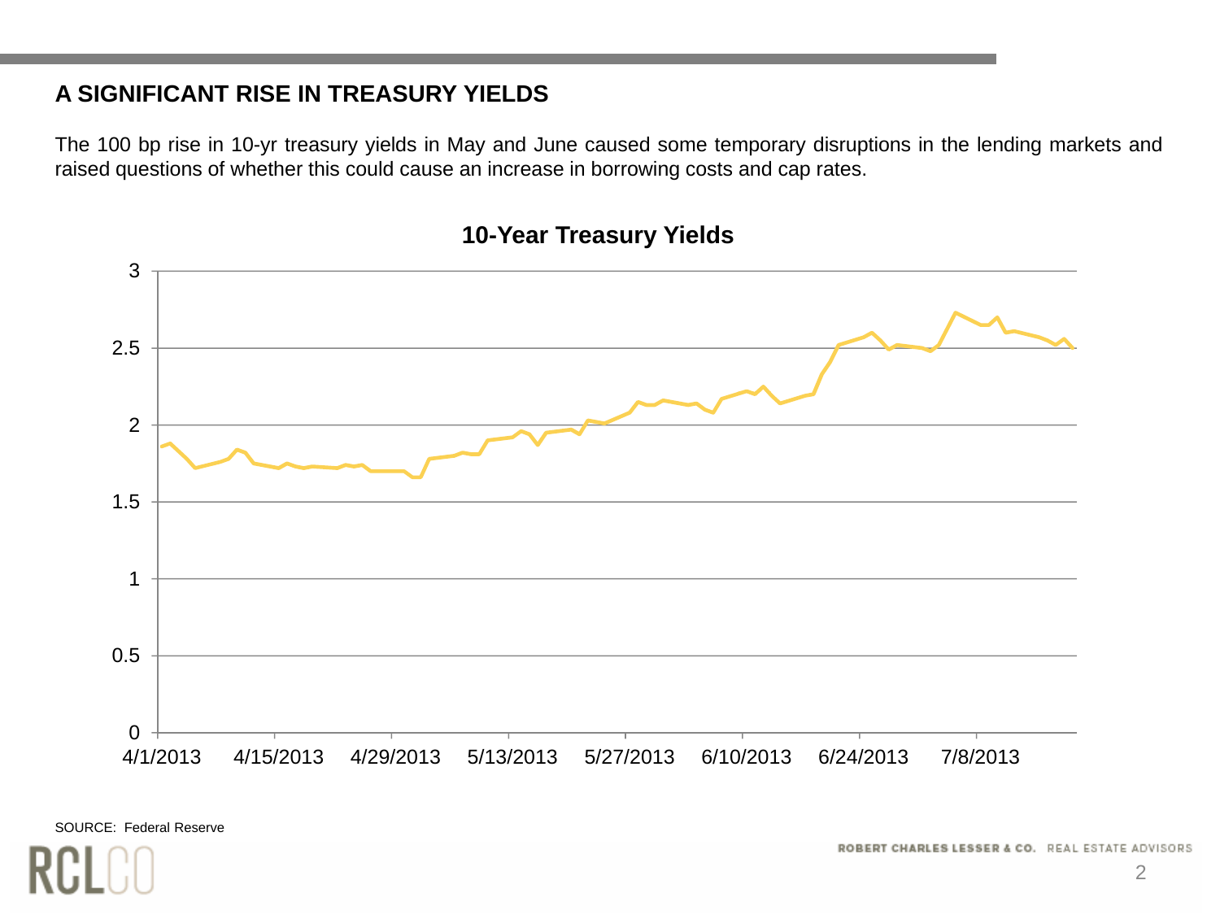## A SIGNIFICANT RISE IN TREASURY YIELDS

The 100 bp rise in 10-yr treasury yields in May and June caused some temporary disruptions in the lending markets and raised questions of whether this could cause an increase in borrowing costs and cap rates.

**10-Year Treasury Yields**

SOURCE: Federal Reserve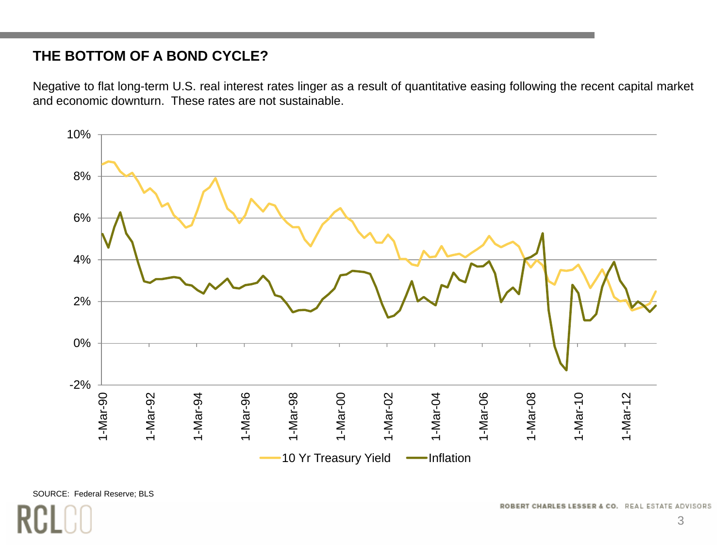## THE BOTTOM OF A BOND CYCLE?

Negative to flat long-term U.S. real interest rates linger as a result of quantitative easing following the recent capital market and economic downturn. These rates are not sustainable.

10%
8%
6%
4%
2%
0%
-2%

1-Mar-90, 1-Mar-92, 1-Mar-94, 1-Mar-96, 1-Mar-98, 1-Mar-00, 1-Mar-02, 1-Mar-04, 1-Mar-06, 1-Mar-08, 1-Mar-10, 1-Mar-12

10 Yr Treasury Yield — Inflation

SOURCE: Federal Reserve; BLS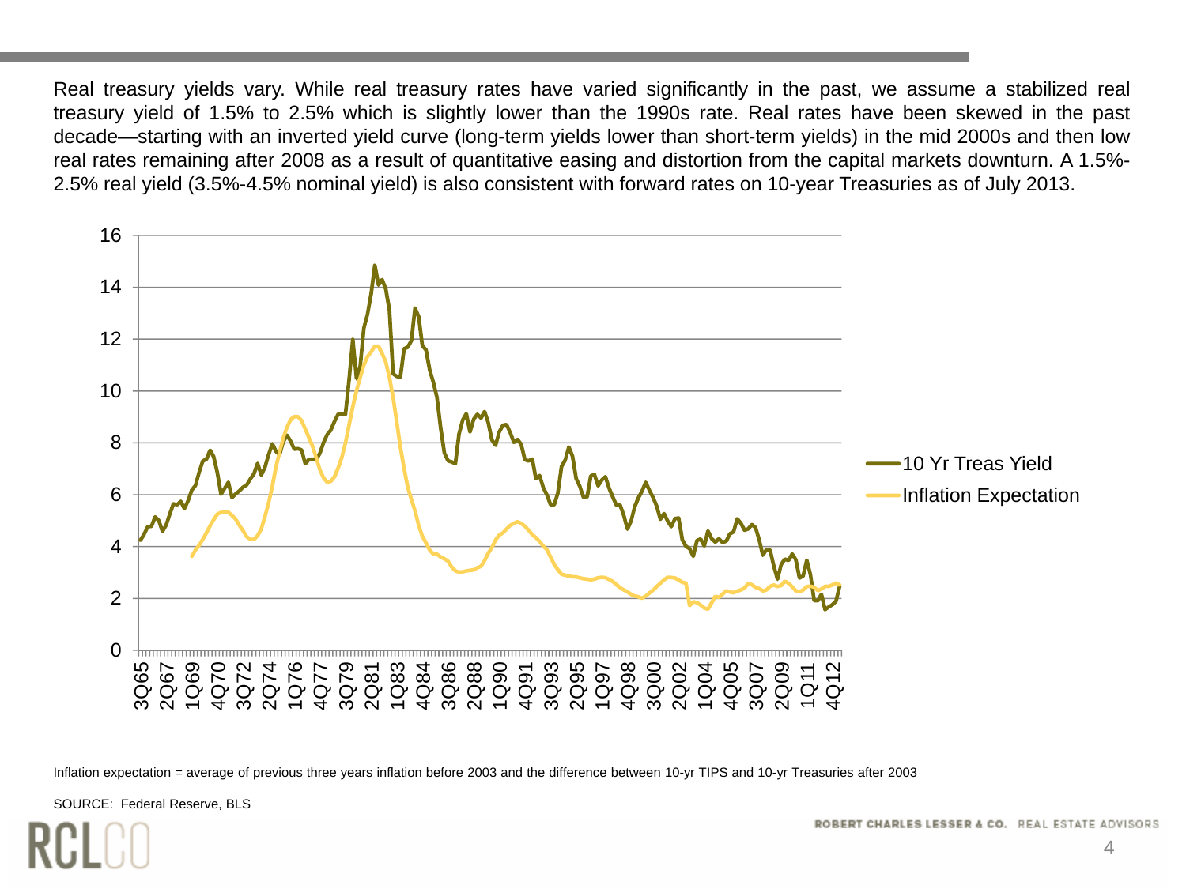Real treasury yields vary. While real treasury rates have varied significantly in the past, we assume a stabilized real treasury yield of 1.5% to 2.5% which is slightly lower than the 1990s rate. Real rates have been skewed in the past decade—starting with an inverted yield curve (long-term yields lower than short-term yields) in the mid 2000s and then low real rates remaining after 2008 as a result of quantitative easing and distortion from the capital markets downturn. A 1.5%-2.5% real yield (3.5%-4.5% nominal yield) is also consistent with forward rates on 10-year Treasuries as of July 2013.

Inflation expectation = average of previous three years inflation before 2003 and the difference between 10-yr TIPS and 10-yr Treasuries after 2003

SOURCE: Federal Reserve, BLS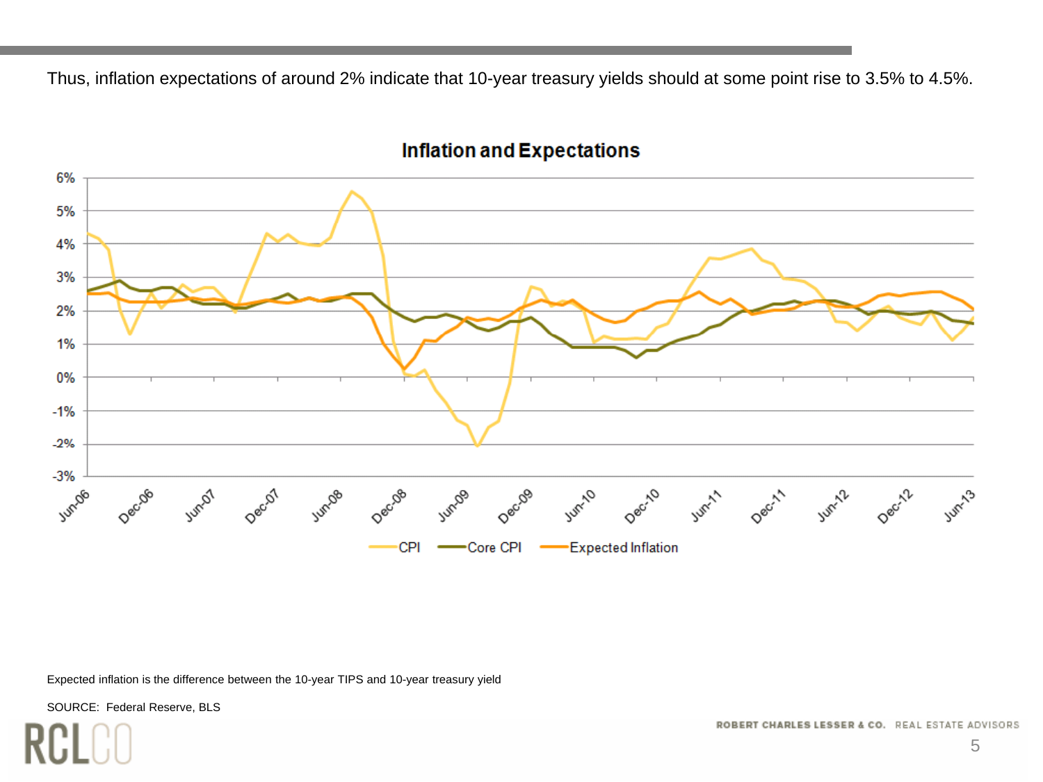Thus, inflation expectations of around 2% indicate that 10-year treasury yields should at some point rise to 3.5% to 4.5%.

**Inflation and Expectations**

Expected inflation is the difference between the 10-year TIPS and 10-year treasury yield

SOURCE: Federal Reserve, BLS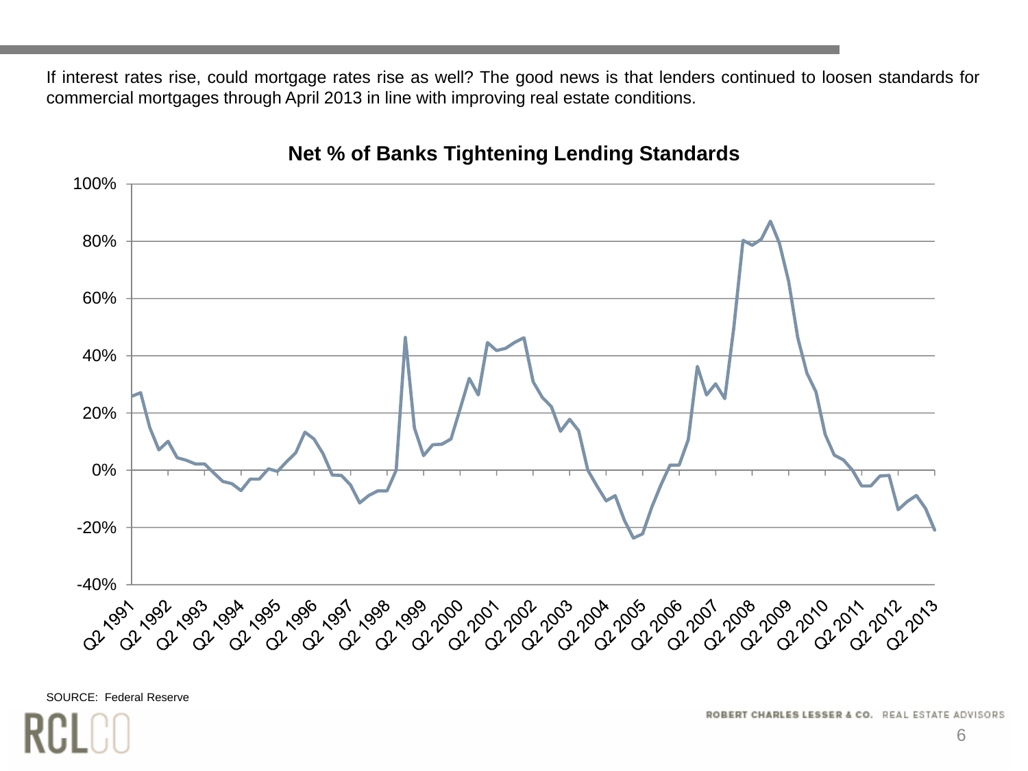If interest rates rise, could mortgage rates rise as well? The good news is that lenders continued to loosen standards for commercial mortgages through April 2013 in line with improving real estate conditions.

**Net % of Banks Tightening Lending Standards**

SOURCE: Federal Reserve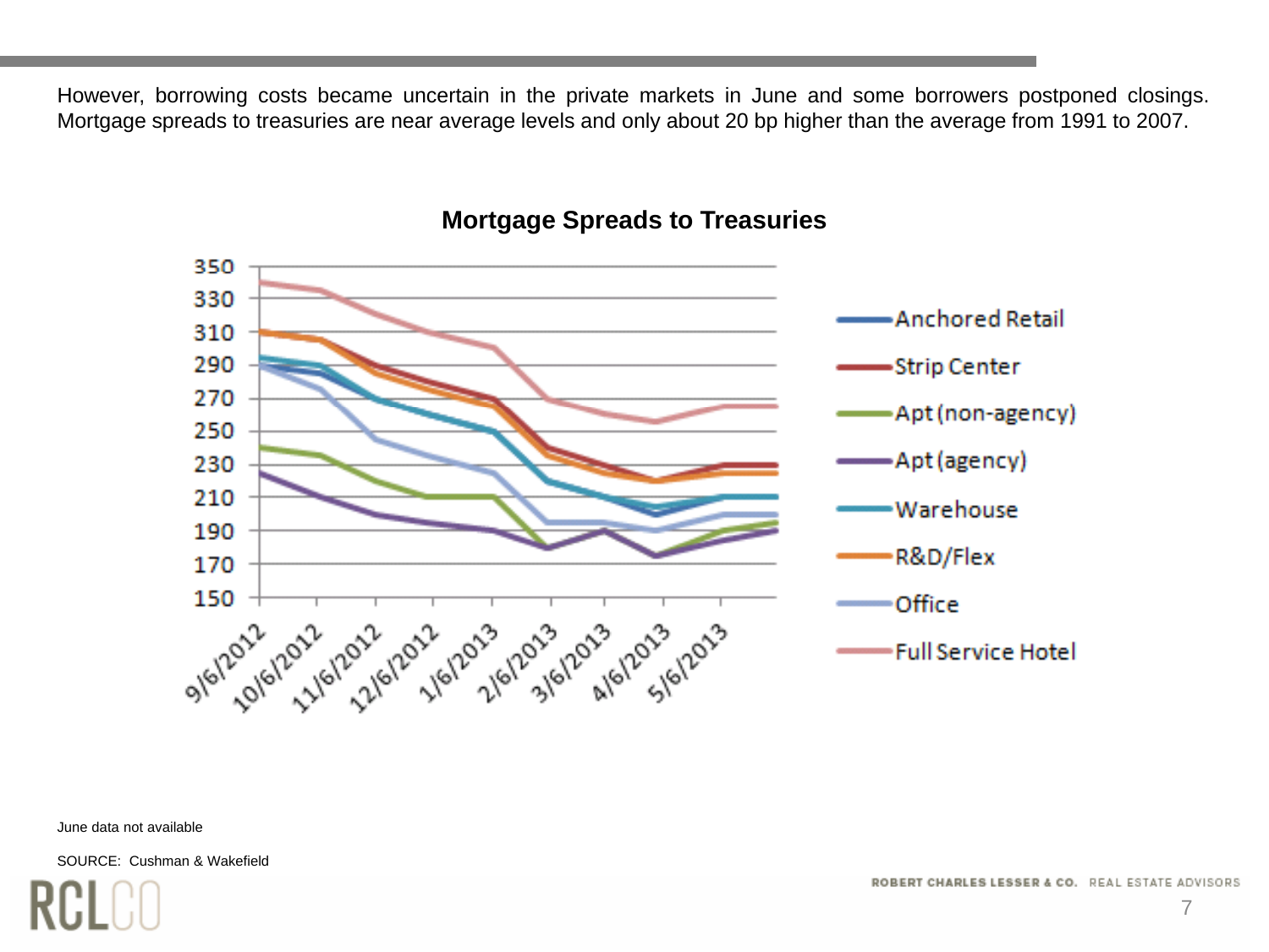However, borrowing costs became uncertain in the private markets in June and some borrowers postponed closings. Mortgage spreads to treasuries are near average levels and only about 20 bp higher than the average from 1991 to 2007.

**Mortgage Spreads to Treasuries**

June data not available

SOURCE: Cushman & Wakefield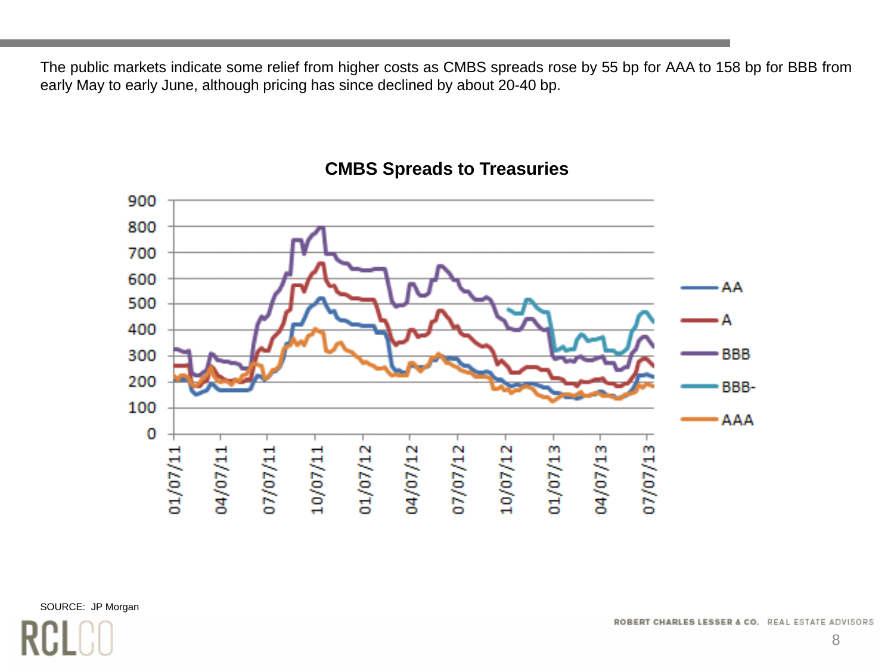The public markets indicate some relief from higher costs as CMBS spreads rose by 55 bp for AAA to 158 bp for BBB from early May to early June, although pricing has since declined by about 20-40 bp.

**CMBS Spreads to Treasuries**

SOURCE: JP Morgan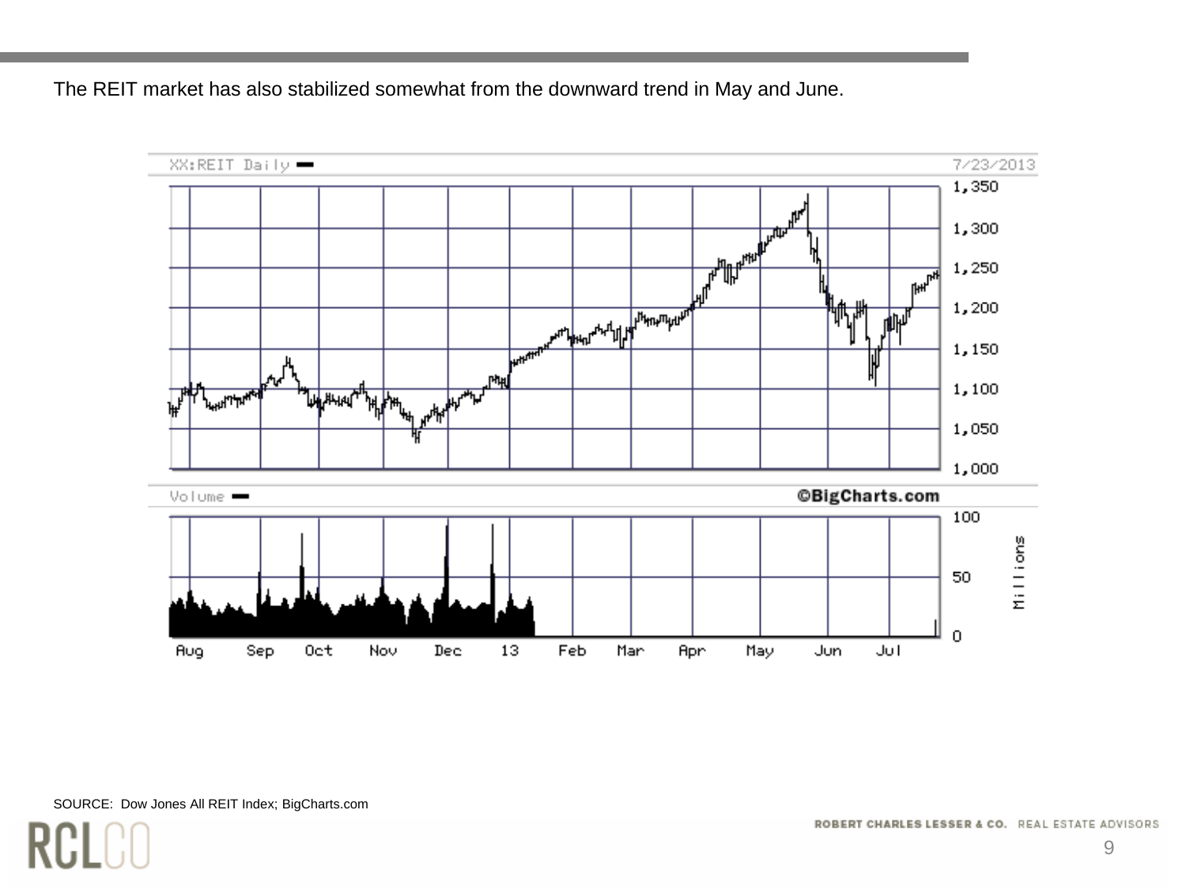The REIT market has also stabilized somewhat from the downward trend in May and June.

SOURCE: Dow Jones All REIT Index; BigCharts.com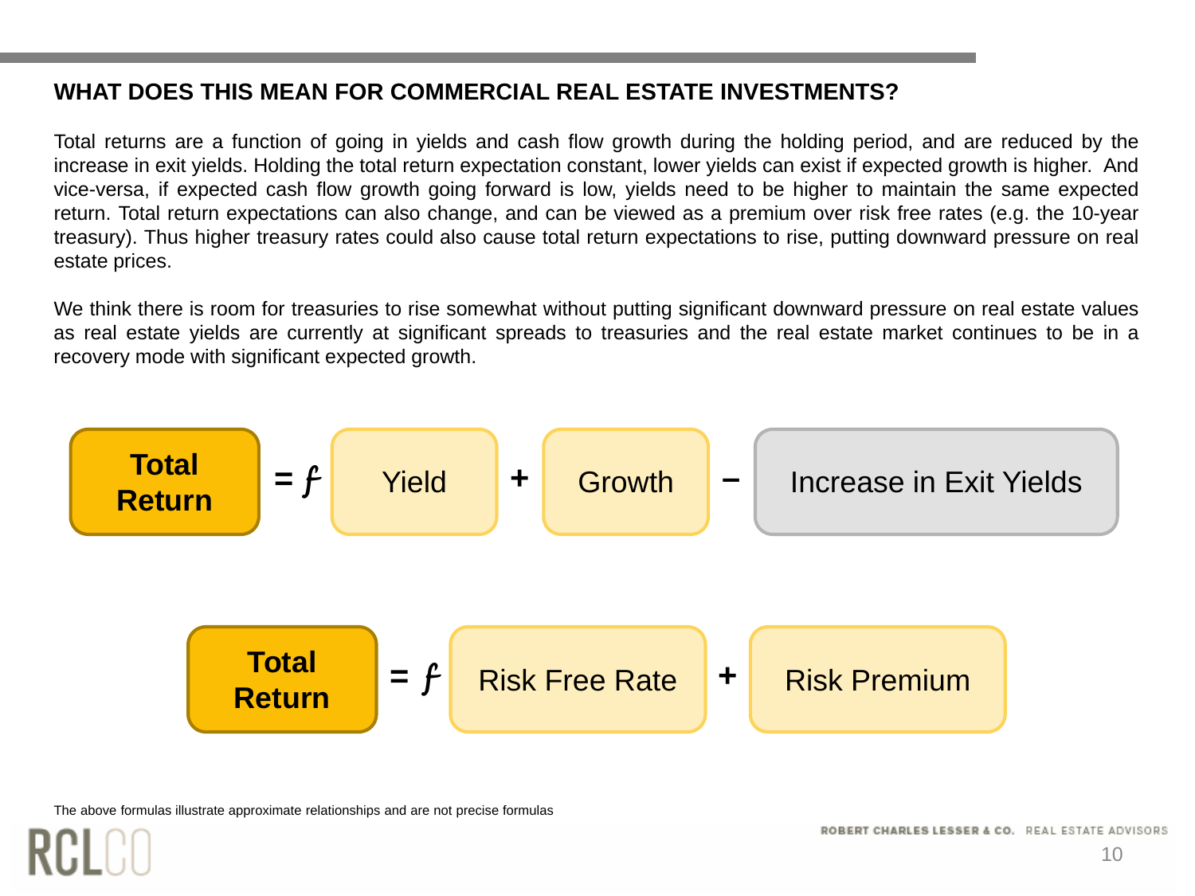## WHAT DOES THIS MEAN FOR COMMERCIAL REAL ESTATE INVESTMENTS?

Total returns are a function of going in yields and cash flow growth during the holding period, and are reduced by the increase in exit yields. Holding the total return expectation constant, lower yields can exist if expected growth is higher. And vice-versa, if expected cash flow growth going forward is low, yields need to be higher to maintain the same expected return. Total return expectations can also change, and can be viewed as a premium over risk free rates (e.g. the 10-year treasury). Thus higher treasury rates could also cause total return expectations to rise, putting downward pressure on real estate prices.

We think there is room for treasuries to rise somewhat without putting significant downward pressure on real estate values as real estate yields are currently at significant spreads to treasuries and the real estate market continues to be in a recovery mode with significant expected growth.

**Total Return** = *ƒ* Yield + Growth − Increase in Exit Yields

**Total Return** = *ƒ* Risk Free Rate + Risk Premium

The above formulas illustrate approximate relationships and are not precise formulas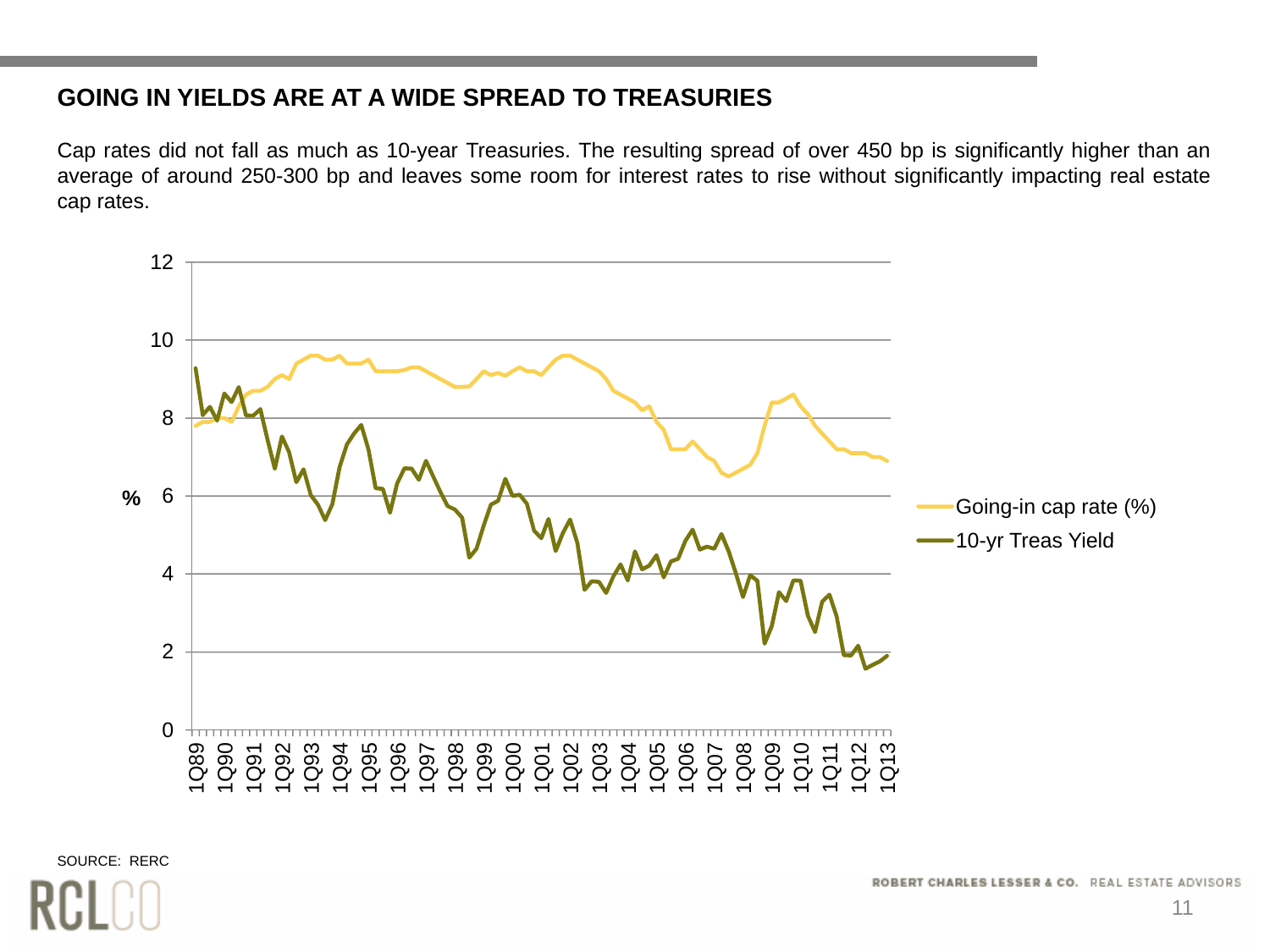## GOING IN YIELDS ARE AT A WIDE SPREAD TO TREASURIES

Cap rates did not fall as much as 10-year Treasuries. The resulting spread of over 450 bp is significantly higher than an average of around 250-300 bp and leaves some room for interest rates to rise without significantly impacting real estate cap rates.

SOURCE: RERC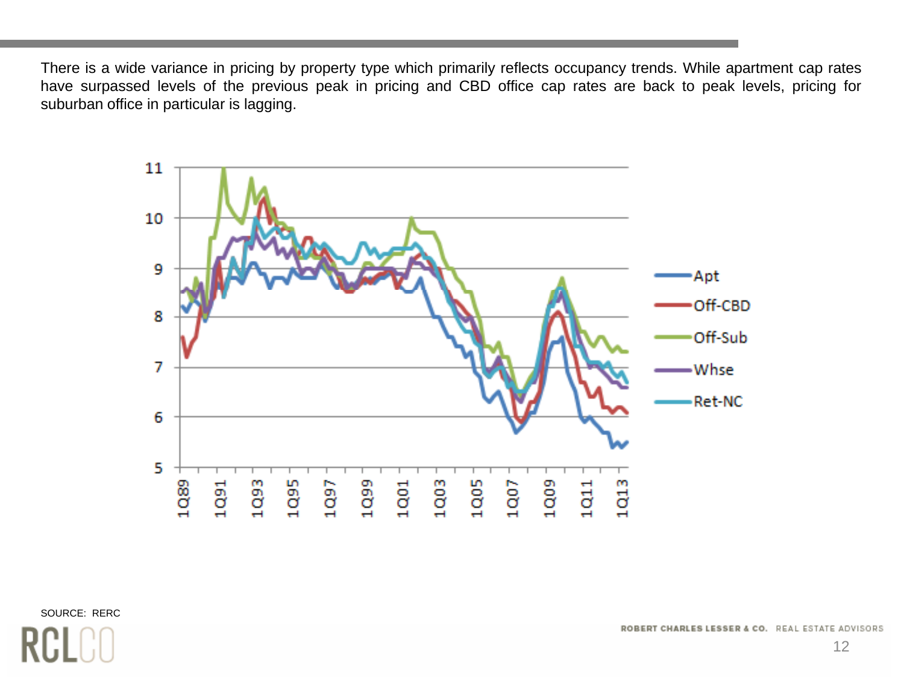There is a wide variance in pricing by property type which primarily reflects occupancy trends. While apartment cap rates have surpassed levels of the previous peak in pricing and CBD office cap rates are back to peak levels, pricing for suburban office in particular is lagging.

SOURCE: RERC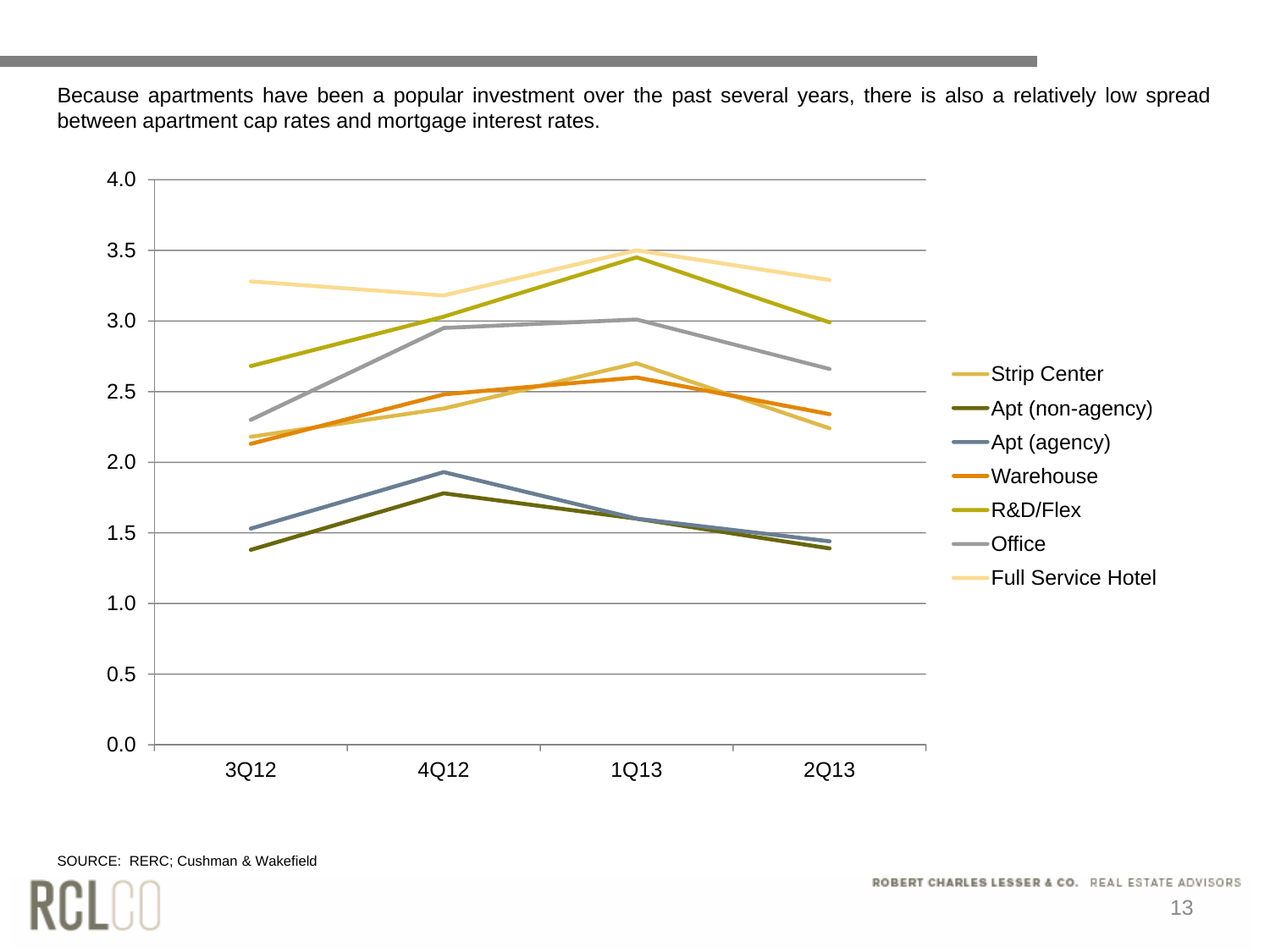Because apartments have been a popular investment over the past several years, there is also a relatively low spread between apartment cap rates and mortgage interest rates.

SOURCE: RERC; Cushman & Wakefield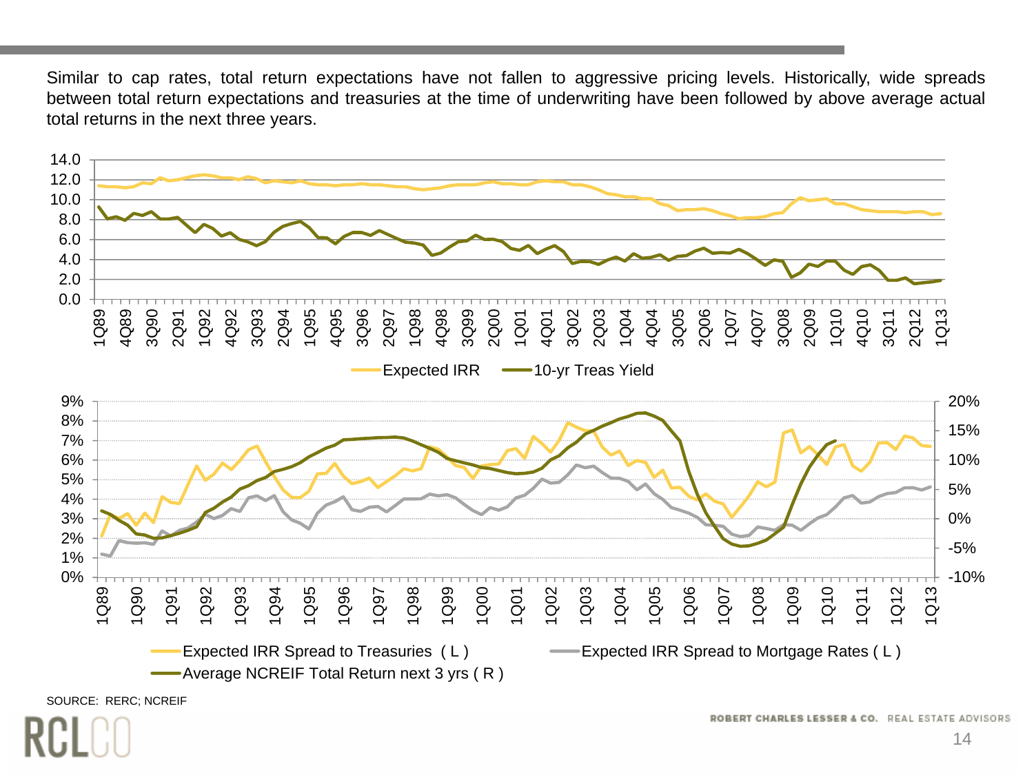Similar to cap rates, total return expectations have not fallen to aggressive pricing levels. Historically, wide spreads between total return expectations and treasuries at the time of underwriting have been followed by above average actual total returns in the next three years.

Expected IRR — 10-yr Treas Yield

Expected IRR Spread to Treasuries ( L ) — Expected IRR Spread to Mortgage Rates ( L ) — Average NCREIF Total Return next 3 yrs ( R )

SOURCE: RERC; NCREIF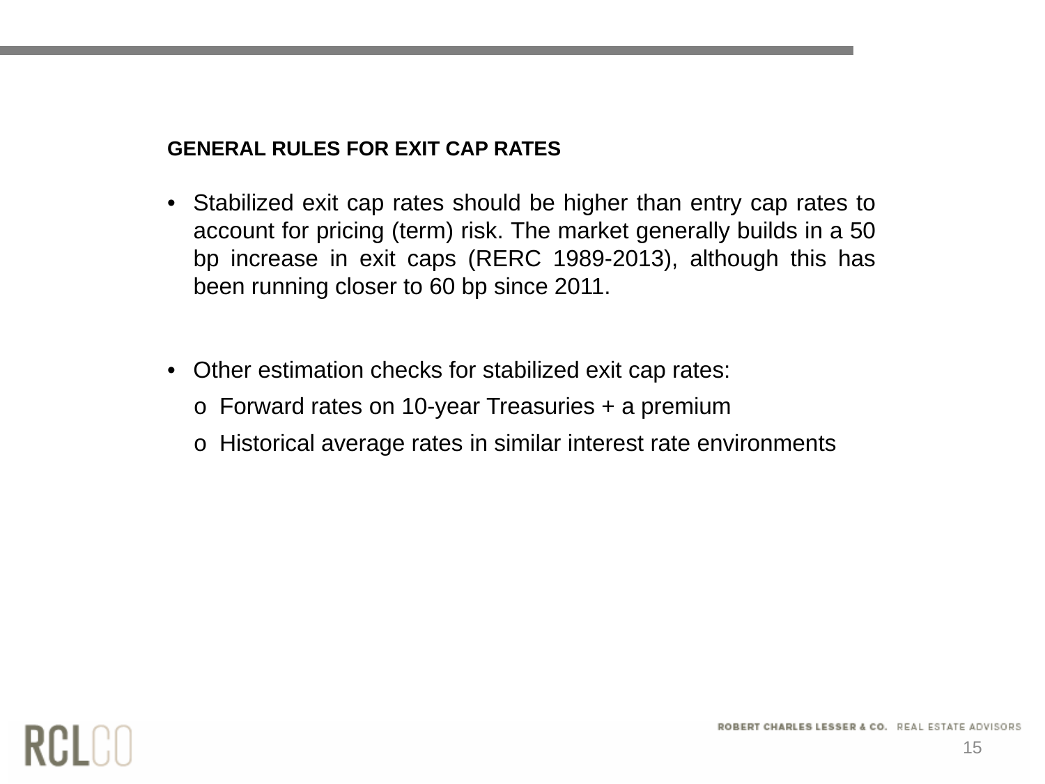## GENERAL RULES FOR EXIT CAP RATES

- Stabilized exit cap rates should be higher than entry cap rates to account for pricing (term) risk. The market generally builds in a 50 bp increase in exit caps (RERC 1989-2013), although this has been running closer to 60 bp since 2011.

- Other estimation checks for stabilized exit cap rates:
  - Forward rates on 10-year Treasuries + a premium
  - Historical average rates in similar interest rate environments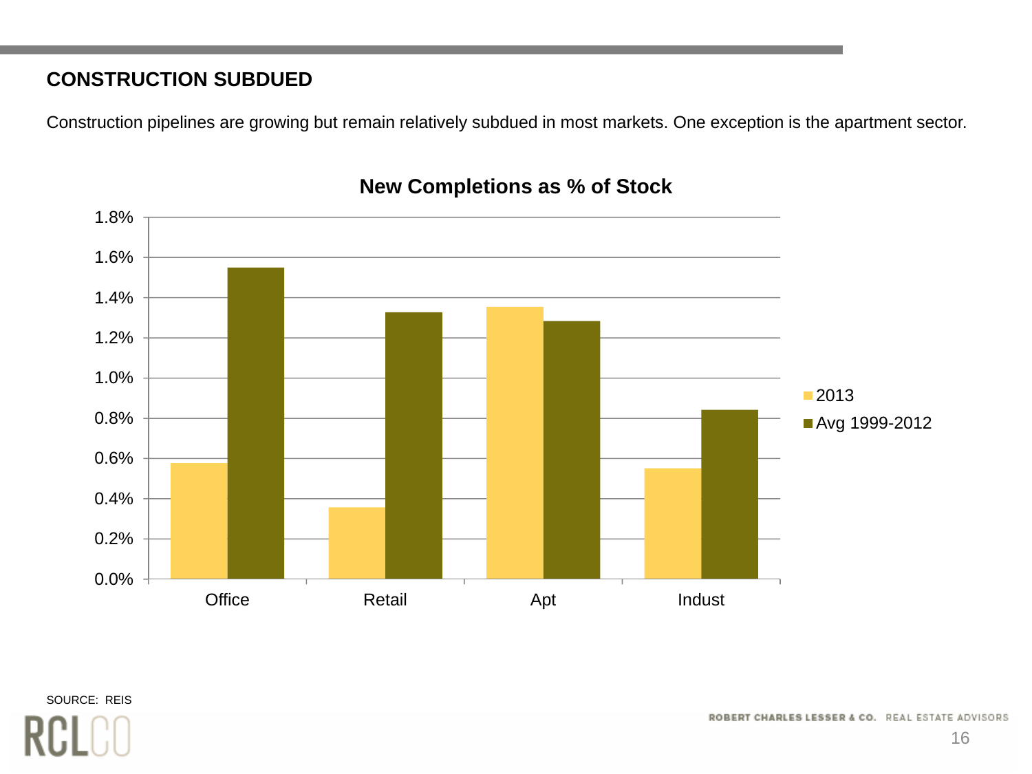## CONSTRUCTION SUBDUED

Construction pipelines are growing but remain relatively subdued in most markets. One exception is the apartment sector.

**New Completions as % of Stock**

| | 2013 | Avg 1999-2012 |
|---|---|---|
| Office | 0.58% | 1.55% |
| Retail | 0.36% | 1.33% |
| Apt | 1.36% | 1.29% |
| Indust | 0.55% | 0.85% |

SOURCE: REIS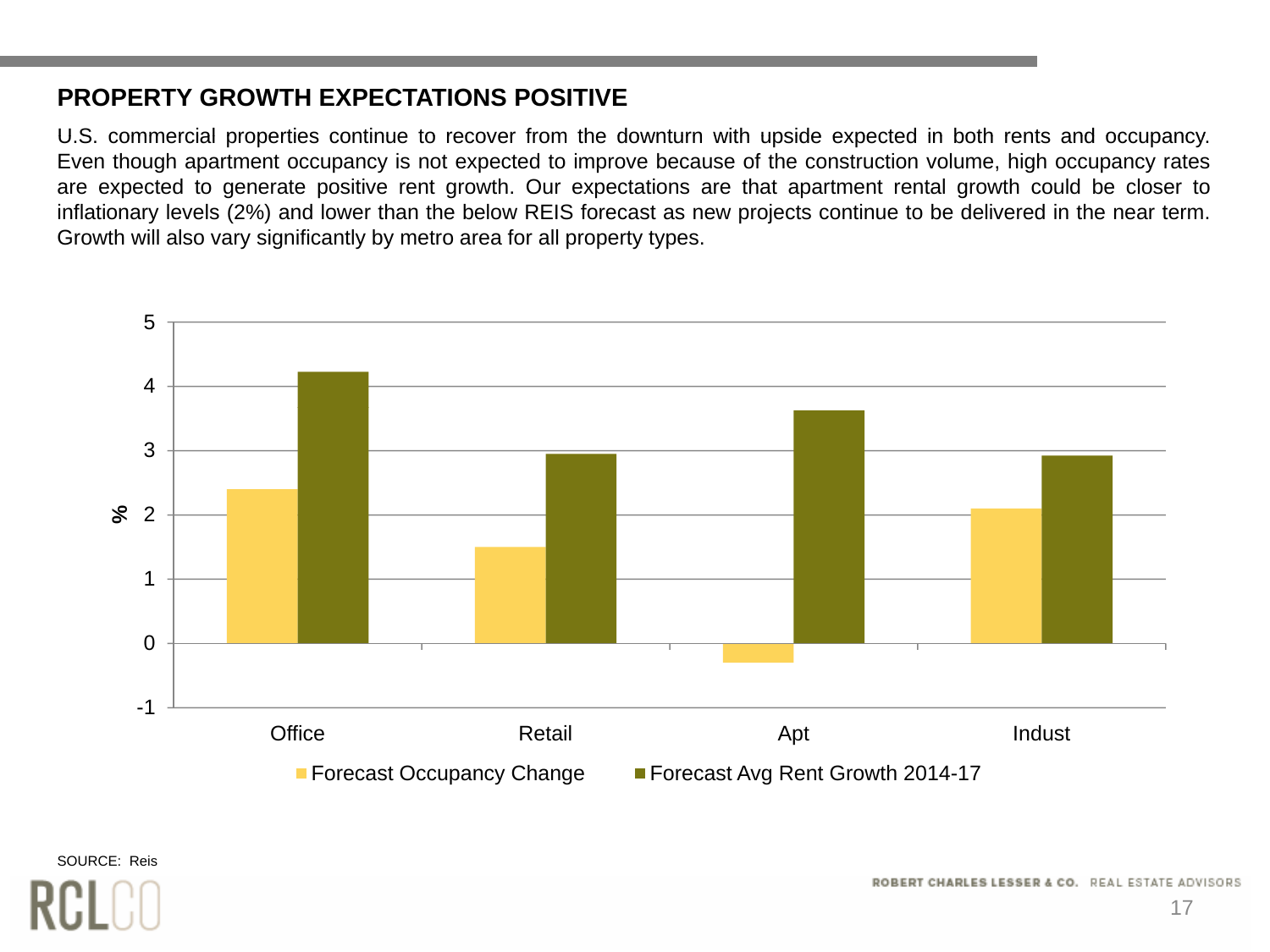## PROPERTY GROWTH EXPECTATIONS POSITIVE

U.S. commercial properties continue to recover from the downturn with upside expected in both rents and occupancy. Even though apartment occupancy is not expected to improve because of the construction volume, high occupancy rates are expected to generate positive rent growth. Our expectations are that apartment rental growth could be closer to inflationary levels (2%) and lower than the below REIS forecast as new projects continue to be delivered in the near term. Growth will also vary significantly by metro area for all property types.

| | Forecast Occupancy Change (%) | Forecast Avg Rent Growth 2014-17 (%) |
|---|---|---|
| Office | 2.4 | 4.2 |
| Retail | 1.5 | 2.9 |
| Apt | -0.3 | 3.6 |
| Indust | 2.1 | 2.9 |

SOURCE: Reis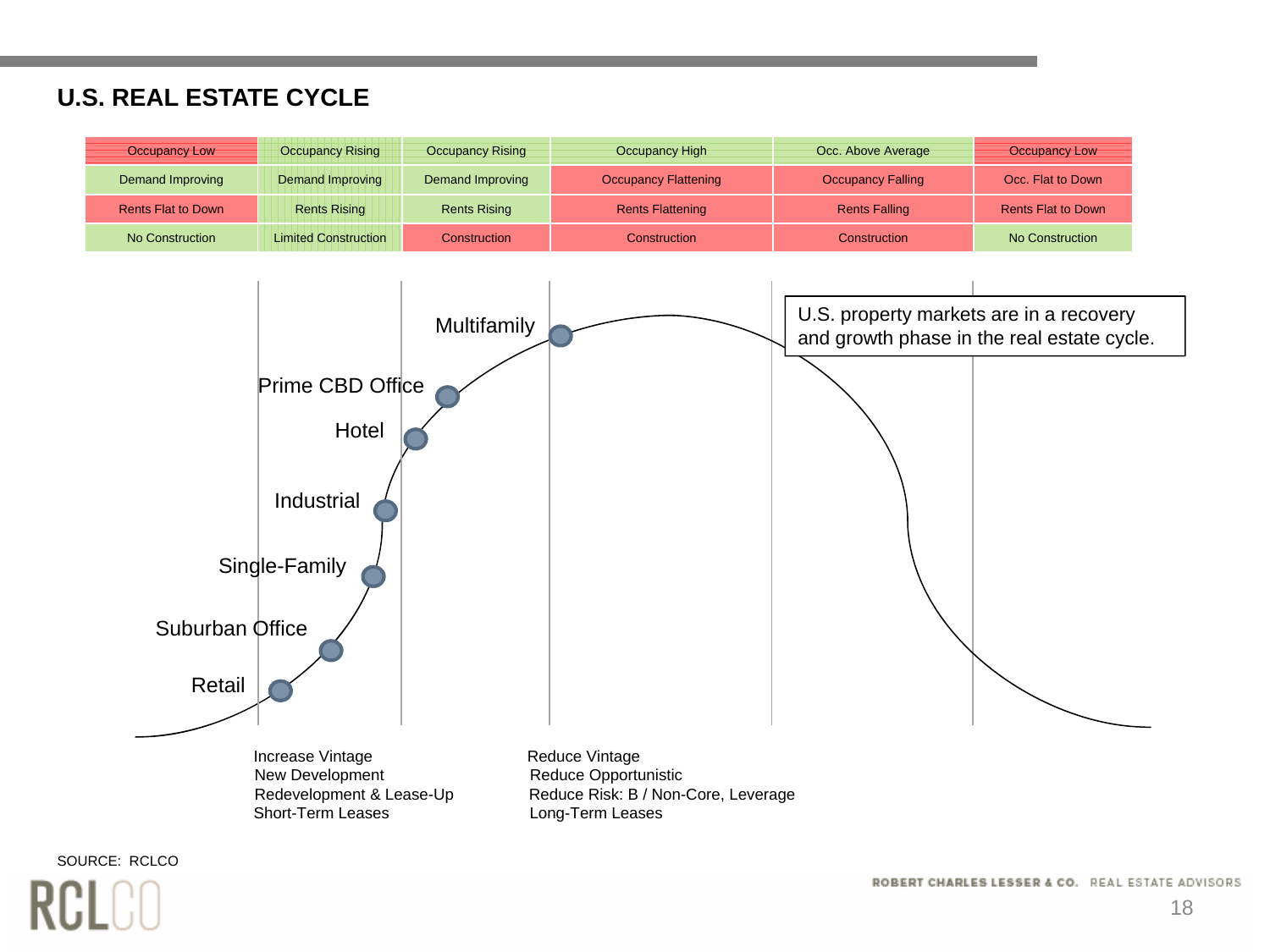## U.S. REAL ESTATE CYCLE

| | | | | | |
|---|---|---|---|---|---|
| Occupancy Low | Occupancy Rising | Occupancy Rising | Occupancy High | Occ. Above Average | Occupancy Low |
| Demand Improving | Demand Improving | Demand Improving | Occupancy Flattening | Occupancy Falling | Occ. Flat to Down |
| Rents Flat to Down | Rents Rising | Rents Rising | Rents Flattening | Rents Falling | Rents Flat to Down |
| No Construction | Limited Construction | Construction | Construction | Construction | No Construction |

Multifamily

Prime CBD Office

Hotel

Industrial

Single-Family

Suburban Office

Retail

U.S. property markets are in a recovery and growth phase in the real estate cycle.

Increase Vintage
New Development
Redevelopment & Lease-Up
Short-Term Leases

Reduce Vintage
Reduce Opportunistic
Reduce Risk: B / Non-Core, Leverage
Long-Term Leases

SOURCE: RCLCO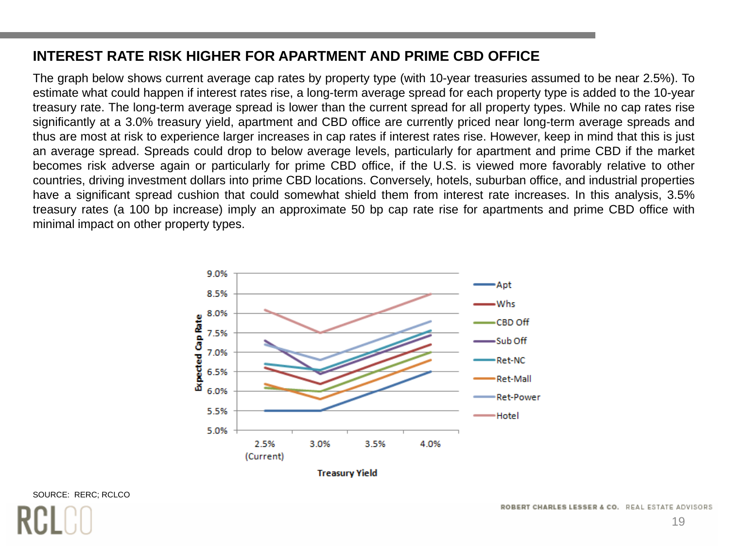## INTEREST RATE RISK HIGHER FOR APARTMENT AND PRIME CBD OFFICE

The graph below shows current average cap rates by property type (with 10-year treasuries assumed to be near 2.5%). To estimate what could happen if interest rates rise, a long-term average spread for each property type is added to the 10-year treasury rate. The long-term average spread is lower than the current spread for all property types. While no cap rates rise significantly at a 3.0% treasury yield, apartment and CBD office are currently priced near long-term average spreads and thus are most at risk to experience larger increases in cap rates if interest rates rise. However, keep in mind that this is just an average spread. Spreads could drop to below average levels, particularly for apartment and prime CBD if the market becomes risk adverse again or particularly for prime CBD office, if the U.S. is viewed more favorably relative to other countries, driving investment dollars into prime CBD locations. Conversely, hotels, suburban office, and industrial properties have a significant spread cushion that could somewhat shield them from interest rate increases. In this analysis, 3.5% treasury rates (a 100 bp increase) imply an approximate 50 bp cap rate rise for apartments and prime CBD office with minimal impact on other property types.

SOURCE: RERC; RCLCO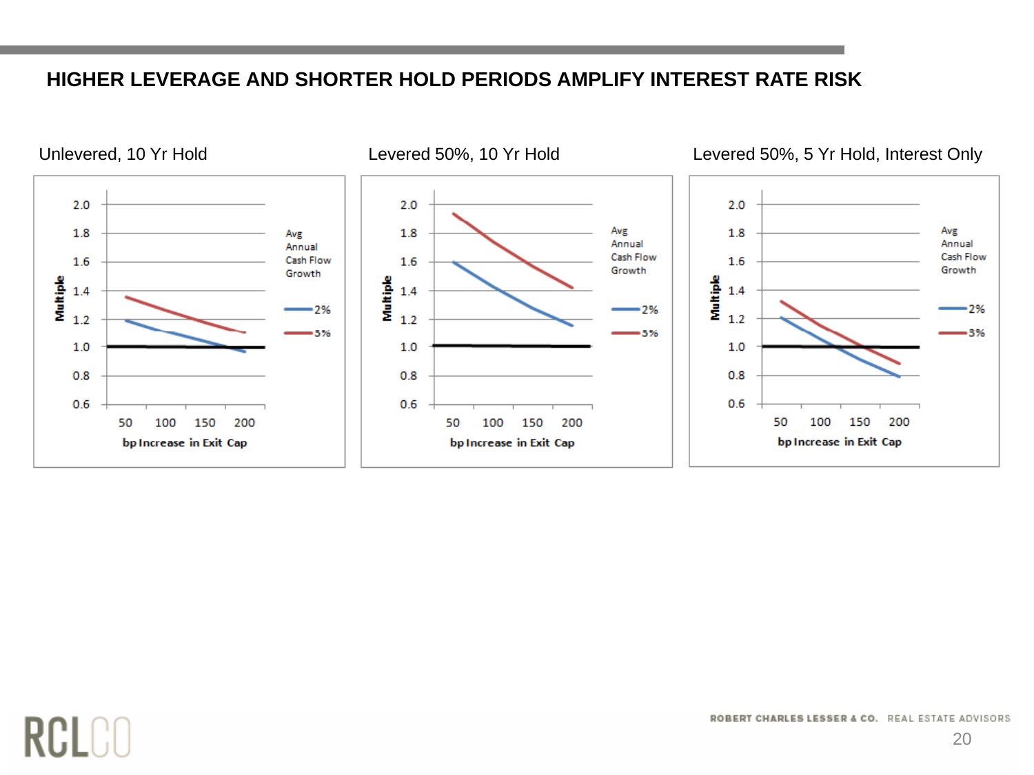## HIGHER LEVERAGE AND SHORTER HOLD PERIODS AMPLIFY INTEREST RATE RISK

Unlevered, 10 Yr Hold

Levered 50%, 10 Yr Hold

Levered 50%, 5 Yr Hold, Interest Only

Multiple

bp Increase in Exit Cap

Avg Annual Cash Flow Growth

2%

3%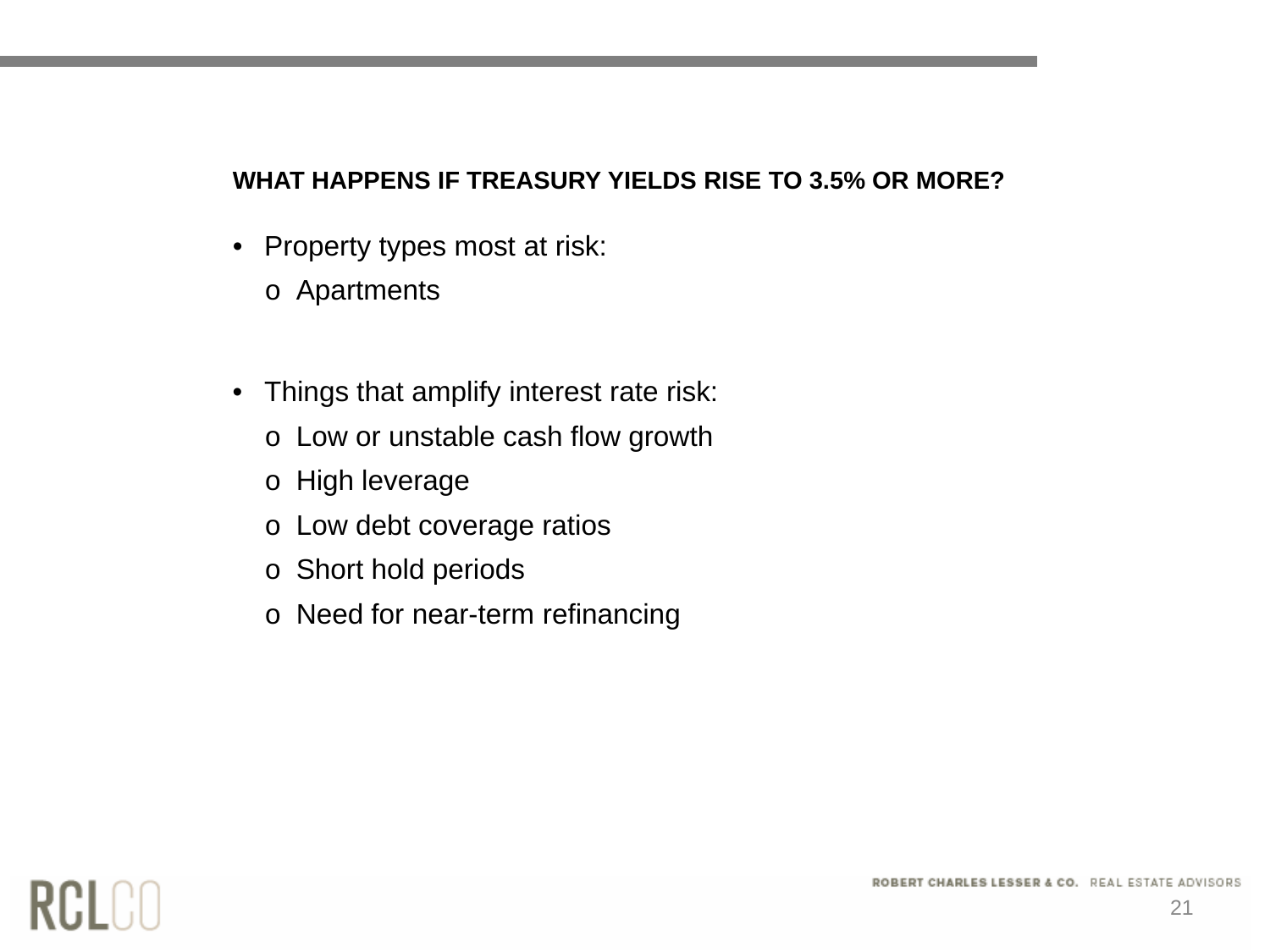## WHAT HAPPENS IF TREASURY YIELDS RISE TO 3.5% OR MORE?

- Property types most at risk:
  - Apartments

- Things that amplify interest rate risk:
  - Low or unstable cash flow growth
  - High leverage
  - Low debt coverage ratios
  - Short hold periods
  - Need for near-term refinancing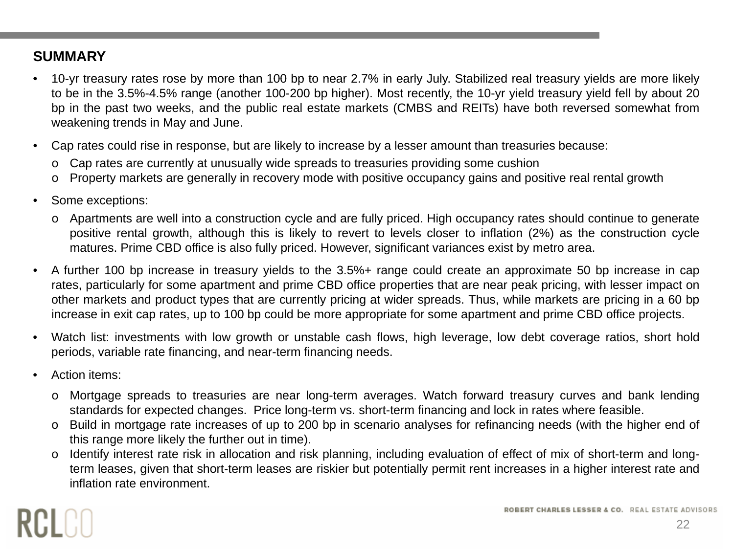## SUMMARY

- 10-yr treasury rates rose by more than 100 bp to near 2.7% in early July. Stabilized real treasury yields are more likely to be in the 3.5%-4.5% range (another 100-200 bp higher). Most recently, the 10-yr yield treasury yield fell by about 20 bp in the past two weeks, and the public real estate markets (CMBS and REITs) have both reversed somewhat from weakening trends in May and June.
- Cap rates could rise in response, but are likely to increase by a lesser amount than treasuries because:
  - Cap rates are currently at unusually wide spreads to treasuries providing some cushion
  - Property markets are generally in recovery mode with positive occupancy gains and positive real rental growth
- Some exceptions:
  - Apartments are well into a construction cycle and are fully priced. High occupancy rates should continue to generate positive rental growth, although this is likely to revert to levels closer to inflation (2%) as the construction cycle matures. Prime CBD office is also fully priced. However, significant variances exist by metro area.
- A further 100 bp increase in treasury yields to the 3.5%+ range could create an approximate 50 bp increase in cap rates, particularly for some apartment and prime CBD office properties that are near peak pricing, with lesser impact on other markets and product types that are currently pricing at wider spreads. Thus, while markets are pricing in a 60 bp increase in exit cap rates, up to 100 bp could be more appropriate for some apartment and prime CBD office projects.
- Watch list: investments with low growth or unstable cash flows, high leverage, low debt coverage ratios, short hold periods, variable rate financing, and near-term financing needs.
- Action items:
  - Mortgage spreads to treasuries are near long-term averages. Watch forward treasury curves and bank lending standards for expected changes. Price long-term vs. short-term financing and lock in rates where feasible.
  - Build in mortgage rate increases of up to 200 bp in scenario analyses for refinancing needs (with the higher end of this range more likely the further out in time).
  - Identify interest rate risk in allocation and risk planning, including evaluation of effect of mix of short-term and long-term leases, given that short-term leases are riskier but potentially permit rent increases in a higher interest rate and inflation rate environment.

RCLCO

ROBERT CHARLES LESSER & CO. REAL ESTATE ADVISORS